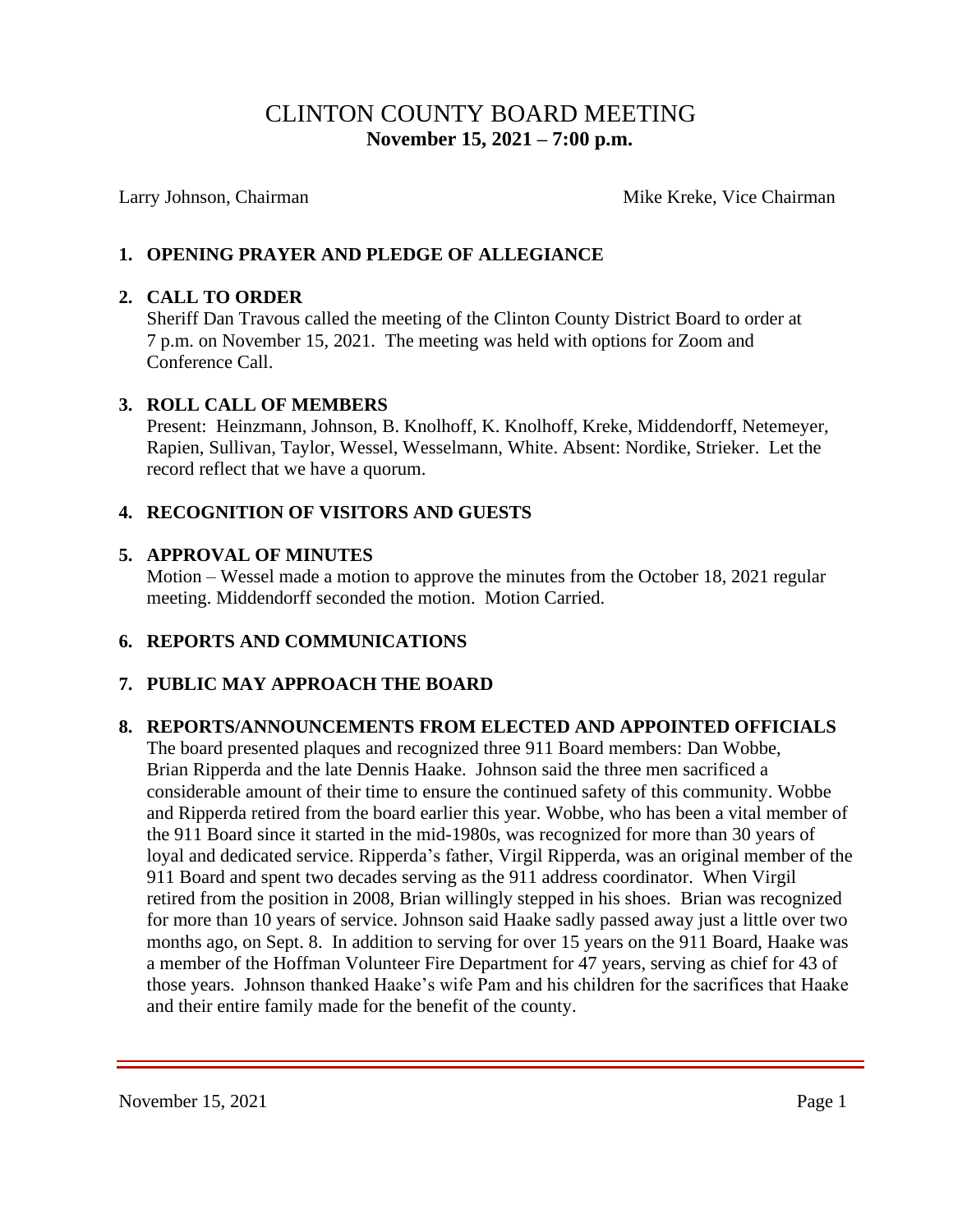# CLINTON COUNTY BOARD MEETING

**November 15, 2021 – 7:00 p.m.**

Larry Johnson, Chairman | Mike Kreke, Vice Chairman

## 1. OPENING PRAYER AND PLEDGE OF ALLEGIANCE

## 2. CALL TO ORDER

Sheriff Dan Travous called the meeting of the Clinton County District Board to order at 7 p.m. on November 15, 2021. The meeting was held with options for Zoom and Conference Call.

## 3. ROLL CALL OF MEMBERS

Present: Heinzmann, Johnson, B. Knolhoff, K. Knolhoff, Kreke, Middendorff, Netemeyer, Rapien, Sullivan, Taylor, Wessel, Wesselmann, White. Absent: Nordike, Strieker. Let the record reflect that we have a quorum.

## 4. RECOGNITION OF VISITORS AND GUESTS

## 5. APPROVAL OF MINUTES

Motion – Wessel made a motion to approve the minutes from the October 18, 2021 regular meeting. Middendorff seconded the motion. Motion Carried.

## 6. REPORTS AND COMMUNICATIONS

## 7. PUBLIC MAY APPROACH THE BOARD

## 8. REPORTS/ANNOUNCEMENTS FROM ELECTED AND APPOINTED OFFICIALS

The board presented plaques and recognized three 911 Board members: Dan Wobbe, Brian Ripperda and the late Dennis Haake. Johnson said the three men sacrificed a considerable amount of their time to ensure the continued safety of this community. Wobbe and Ripperda retired from the board earlier this year. Wobbe, who has been a vital member of the 911 Board since it started in the mid-1980s, was recognized for more than 30 years of loyal and dedicated service. Ripperda's father, Virgil Ripperda, was an original member of the 911 Board and spent two decades serving as the 911 address coordinator. When Virgil retired from the position in 2008, Brian willingly stepped in his shoes. Brian was recognized for more than 10 years of service. Johnson said Haake sadly passed away just a little over two months ago, on Sept. 8. In addition to serving for over 15 years on the 911 Board, Haake was a member of the Hoffman Volunteer Fire Department for 47 years, serving as chief for 43 of those years. Johnson thanked Haake's wife Pam and his children for the sacrifices that Haake and their entire family made for the benefit of the county.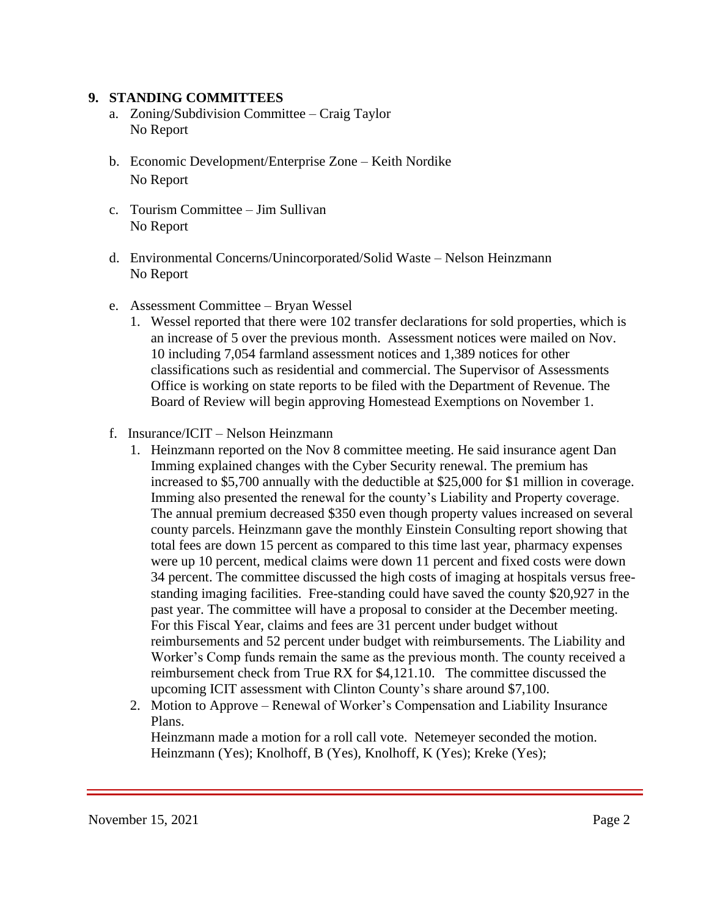## 9. STANDING COMMITTEES

a. Zoning/Subdivision Committee – Craig Taylor
   No Report

b. Economic Development/Enterprise Zone – Keith Nordike
   No Report

c. Tourism Committee – Jim Sullivan
   No Report

d. Environmental Concerns/Unincorporated/Solid Waste – Nelson Heinzmann
   No Report

e. Assessment Committee – Bryan Wessel
   1. Wessel reported that there were 102 transfer declarations for sold properties, which is an increase of 5 over the previous month. Assessment notices were mailed on Nov. 10 including 7,054 farmland assessment notices and 1,389 notices for other classifications such as residential and commercial. The Supervisor of Assessments Office is working on state reports to be filed with the Department of Revenue. The Board of Review will begin approving Homestead Exemptions on November 1.

f. Insurance/ICIT – Nelson Heinzmann
   1. Heinzmann reported on the Nov 8 committee meeting. He said insurance agent Dan Imming explained changes with the Cyber Security renewal. The premium has increased to $5,700 annually with the deductible at $25,000 for $1 million in coverage. Imming also presented the renewal for the county's Liability and Property coverage. The annual premium decreased $350 even though property values increased on several county parcels. Heinzmann gave the monthly Einstein Consulting report showing that total fees are down 15 percent as compared to this time last year, pharmacy expenses were up 10 percent, medical claims were down 11 percent and fixed costs were down 34 percent. The committee discussed the high costs of imaging at hospitals versus free-standing imaging facilities. Free-standing could have saved the county $20,927 in the past year. The committee will have a proposal to consider at the December meeting. For this Fiscal Year, claims and fees are 31 percent under budget without reimbursements and 52 percent under budget with reimbursements. The Liability and Worker's Comp funds remain the same as the previous month. The county received a reimbursement check from True RX for $4,121.10. The committee discussed the upcoming ICIT assessment with Clinton County's share around $7,100.
   2. Motion to Approve – Renewal of Worker's Compensation and Liability Insurance Plans.
      Heinzmann made a motion for a roll call vote. Netemeyer seconded the motion. Heinzmann (Yes); Knolhoff, B (Yes), Knolhoff, K (Yes); Kreke (Yes);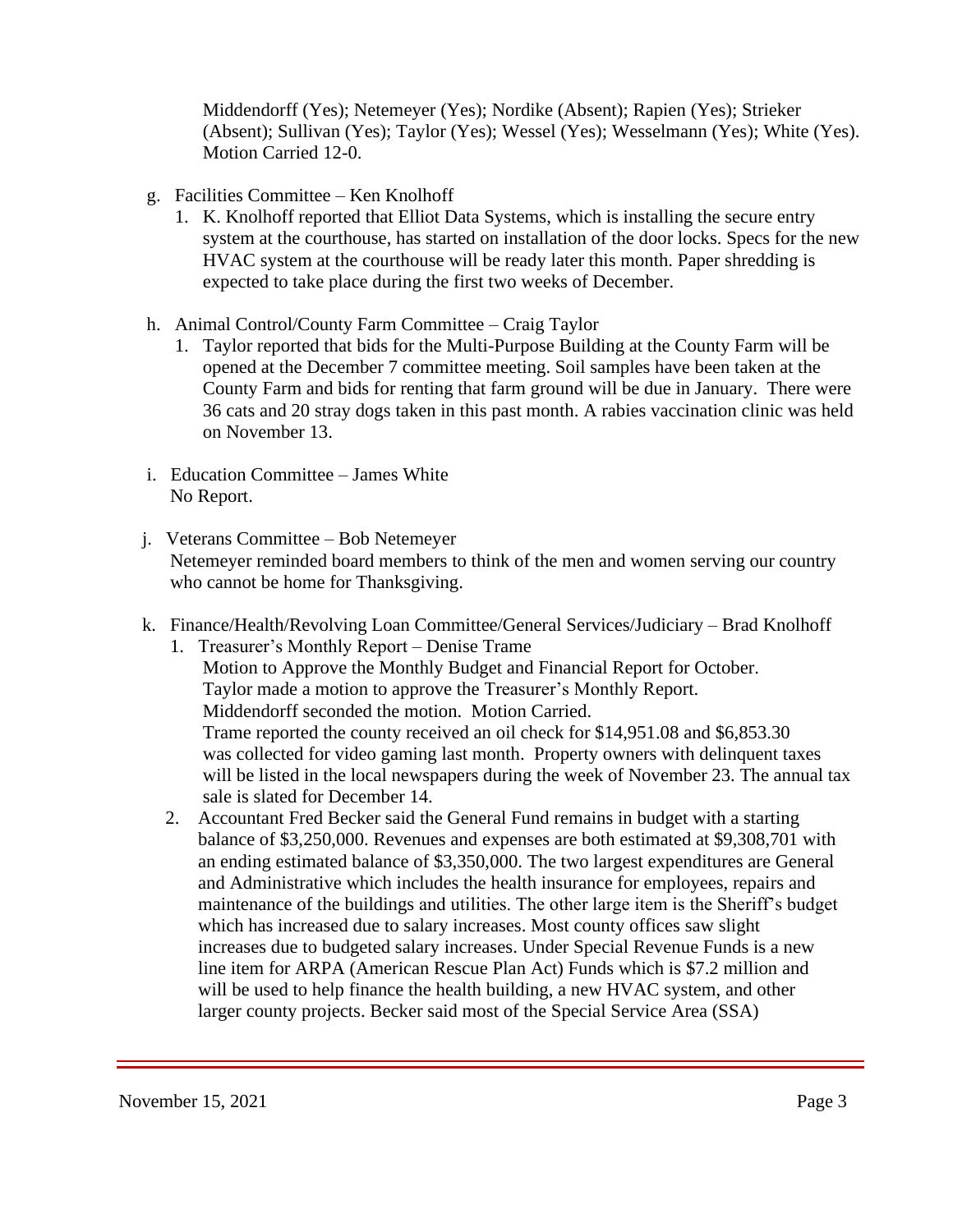Middendorff (Yes); Netemeyer (Yes); Nordike (Absent); Rapien (Yes); Strieker (Absent); Sullivan (Yes); Taylor (Yes); Wessel (Yes); Wesselmann (Yes); White (Yes). Motion Carried 12-0.

g. Facilities Committee – Ken Knolhoff

1. K. Knolhoff reported that Elliot Data Systems, which is installing the secure entry system at the courthouse, has started on installation of the door locks. Specs for the new HVAC system at the courthouse will be ready later this month. Paper shredding is expected to take place during the first two weeks of December.

h. Animal Control/County Farm Committee – Craig Taylor

1. Taylor reported that bids for the Multi-Purpose Building at the County Farm will be opened at the December 7 committee meeting. Soil samples have been taken at the County Farm and bids for renting that farm ground will be due in January. There were 36 cats and 20 stray dogs taken in this past month. A rabies vaccination clinic was held on November 13.

i. Education Committee – James White
No Report.

j. Veterans Committee – Bob Netemeyer
Netemeyer reminded board members to think of the men and women serving our country who cannot be home for Thanksgiving.

k. Finance/Health/Revolving Loan Committee/General Services/Judiciary – Brad Knolhoff

1. Treasurer's Monthly Report – Denise Trame
Motion to Approve the Monthly Budget and Financial Report for October.
Taylor made a motion to approve the Treasurer's Monthly Report.
Middendorff seconded the motion. Motion Carried.
Trame reported the county received an oil check for $14,951.08 and $6,853.30 was collected for video gaming last month. Property owners with delinquent taxes will be listed in the local newspapers during the week of November 23. The annual tax sale is slated for December 14.
2. Accountant Fred Becker said the General Fund remains in budget with a starting balance of $3,250,000. Revenues and expenses are both estimated at $9,308,701 with an ending estimated balance of $3,350,000. The two largest expenditures are General and Administrative which includes the health insurance for employees, repairs and maintenance of the buildings and utilities. The other large item is the Sheriff's budget which has increased due to salary increases. Most county offices saw slight increases due to budgeted salary increases. Under Special Revenue Funds is a new line item for ARPA (American Rescue Plan Act) Funds which is $7.2 million and will be used to help finance the health building, a new HVAC system, and other larger county projects. Becker said most of the Special Service Area (SSA)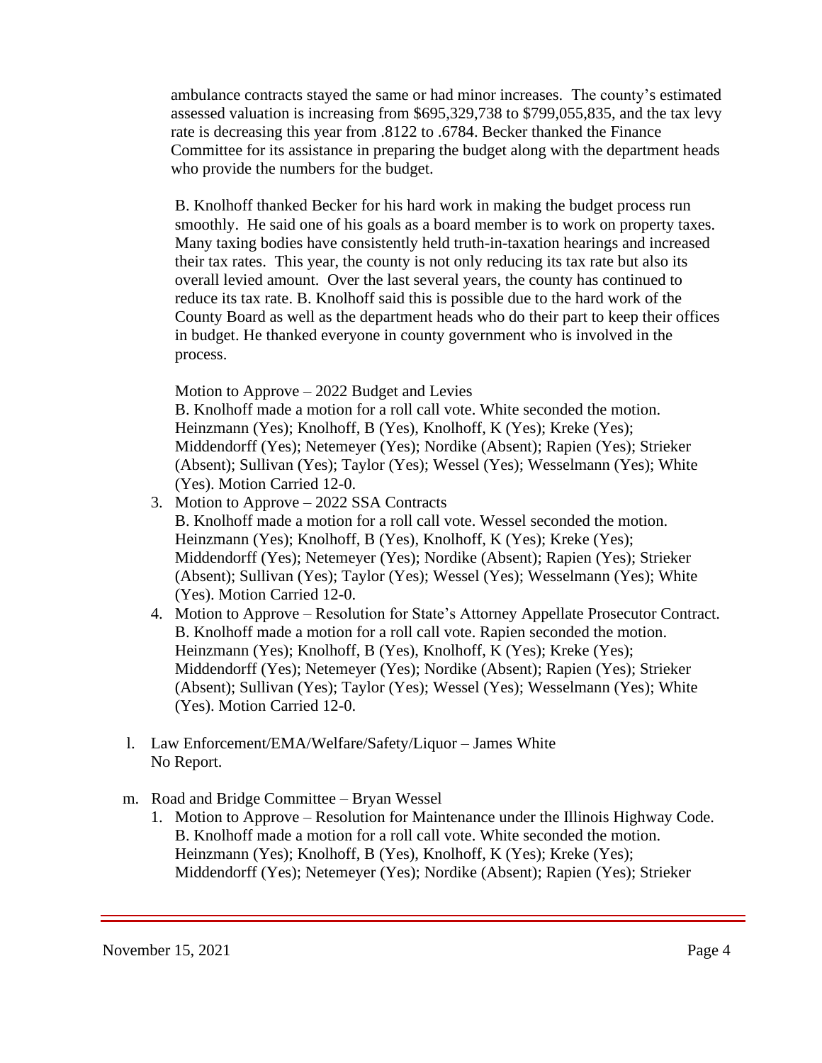ambulance contracts stayed the same or had minor increases. The county's estimated assessed valuation is increasing from $695,329,738 to $799,055,835, and the tax levy rate is decreasing this year from .8122 to .6784. Becker thanked the Finance Committee for its assistance in preparing the budget along with the department heads who provide the numbers for the budget.

B. Knolhoff thanked Becker for his hard work in making the budget process run smoothly. He said one of his goals as a board member is to work on property taxes. Many taxing bodies have consistently held truth-in-taxation hearings and increased their tax rates. This year, the county is not only reducing its tax rate but also its overall levied amount. Over the last several years, the county has continued to reduce its tax rate. B. Knolhoff said this is possible due to the hard work of the County Board as well as the department heads who do their part to keep their offices in budget. He thanked everyone in county government who is involved in the process.

Motion to Approve – 2022 Budget and Levies
B. Knolhoff made a motion for a roll call vote. White seconded the motion. Heinzmann (Yes); Knolhoff, B (Yes), Knolhoff, K (Yes); Kreke (Yes); Middendorff (Yes); Netemeyer (Yes); Nordike (Absent); Rapien (Yes); Strieker (Absent); Sullivan (Yes); Taylor (Yes); Wessel (Yes); Wesselmann (Yes); White (Yes). Motion Carried 12-0.

3. Motion to Approve – 2022 SSA Contracts
   B. Knolhoff made a motion for a roll call vote. Wessel seconded the motion. Heinzmann (Yes); Knolhoff, B (Yes), Knolhoff, K (Yes); Kreke (Yes); Middendorff (Yes); Netemeyer (Yes); Nordike (Absent); Rapien (Yes); Strieker (Absent); Sullivan (Yes); Taylor (Yes); Wessel (Yes); Wesselmann (Yes); White (Yes). Motion Carried 12-0.
4. Motion to Approve – Resolution for State's Attorney Appellate Prosecutor Contract.
   B. Knolhoff made a motion for a roll call vote. Rapien seconded the motion. Heinzmann (Yes); Knolhoff, B (Yes), Knolhoff, K (Yes); Kreke (Yes); Middendorff (Yes); Netemeyer (Yes); Nordike (Absent); Rapien (Yes); Strieker (Absent); Sullivan (Yes); Taylor (Yes); Wessel (Yes); Wesselmann (Yes); White (Yes). Motion Carried 12-0.

l. Law Enforcement/EMA/Welfare/Safety/Liquor – James White
   No Report.

m. Road and Bridge Committee – Bryan Wessel
   1. Motion to Approve – Resolution for Maintenance under the Illinois Highway Code.
      B. Knolhoff made a motion for a roll call vote. White seconded the motion. Heinzmann (Yes); Knolhoff, B (Yes), Knolhoff, K (Yes); Kreke (Yes); Middendorff (Yes); Netemeyer (Yes); Nordike (Absent); Rapien (Yes); Strieker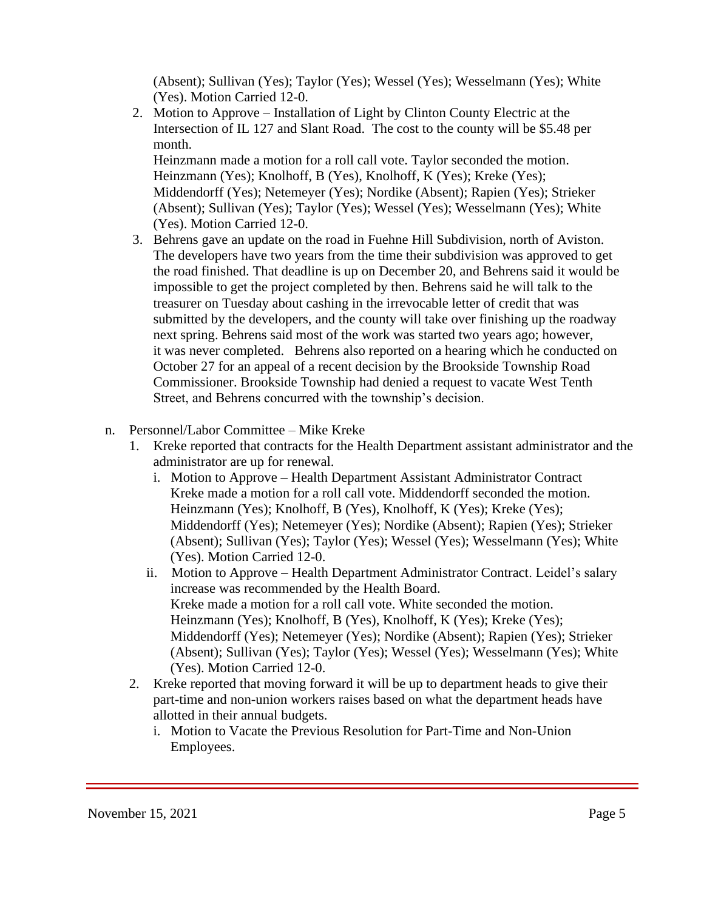(Absent); Sullivan (Yes); Taylor (Yes); Wessel (Yes); Wesselmann (Yes); White (Yes). Motion Carried 12-0.

2. Motion to Approve – Installation of Light by Clinton County Electric at the Intersection of IL 127 and Slant Road. The cost to the county will be $5.48 per month.
   Heinzmann made a motion for a roll call vote. Taylor seconded the motion. Heinzmann (Yes); Knolhoff, B (Yes), Knolhoff, K (Yes); Kreke (Yes); Middendorff (Yes); Netemeyer (Yes); Nordike (Absent); Rapien (Yes); Strieker (Absent); Sullivan (Yes); Taylor (Yes); Wessel (Yes); Wesselmann (Yes); White (Yes). Motion Carried 12-0.
3. Behrens gave an update on the road in Fuehne Hill Subdivision, north of Aviston. The developers have two years from the time their subdivision was approved to get the road finished. That deadline is up on December 20, and Behrens said it would be impossible to get the project completed by then. Behrens said he will talk to the treasurer on Tuesday about cashing in the irrevocable letter of credit that was submitted by the developers, and the county will take over finishing up the roadway next spring. Behrens said most of the work was started two years ago; however, it was never completed. Behrens also reported on a hearing which he conducted on October 27 for an appeal of a recent decision by the Brookside Township Road Commissioner. Brookside Township had denied a request to vacate West Tenth Street, and Behrens concurred with the township's decision.

n. Personnel/Labor Committee – Mike Kreke
   1. Kreke reported that contracts for the Health Department assistant administrator and the administrator are up for renewal.
      i. Motion to Approve – Health Department Assistant Administrator Contract
         Kreke made a motion for a roll call vote. Middendorff seconded the motion. Heinzmann (Yes); Knolhoff, B (Yes), Knolhoff, K (Yes); Kreke (Yes); Middendorff (Yes); Netemeyer (Yes); Nordike (Absent); Rapien (Yes); Strieker (Absent); Sullivan (Yes); Taylor (Yes); Wessel (Yes); Wesselmann (Yes); White (Yes). Motion Carried 12-0.
      ii. Motion to Approve – Health Department Administrator Contract. Leidel's salary increase was recommended by the Health Board.
         Kreke made a motion for a roll call vote. White seconded the motion. Heinzmann (Yes); Knolhoff, B (Yes), Knolhoff, K (Yes); Kreke (Yes); Middendorff (Yes); Netemeyer (Yes); Nordike (Absent); Rapien (Yes); Strieker (Absent); Sullivan (Yes); Taylor (Yes); Wessel (Yes); Wesselmann (Yes); White (Yes). Motion Carried 12-0.
   2. Kreke reported that moving forward it will be up to department heads to give their part-time and non-union workers raises based on what the department heads have allotted in their annual budgets.
      i. Motion to Vacate the Previous Resolution for Part-Time and Non-Union Employees.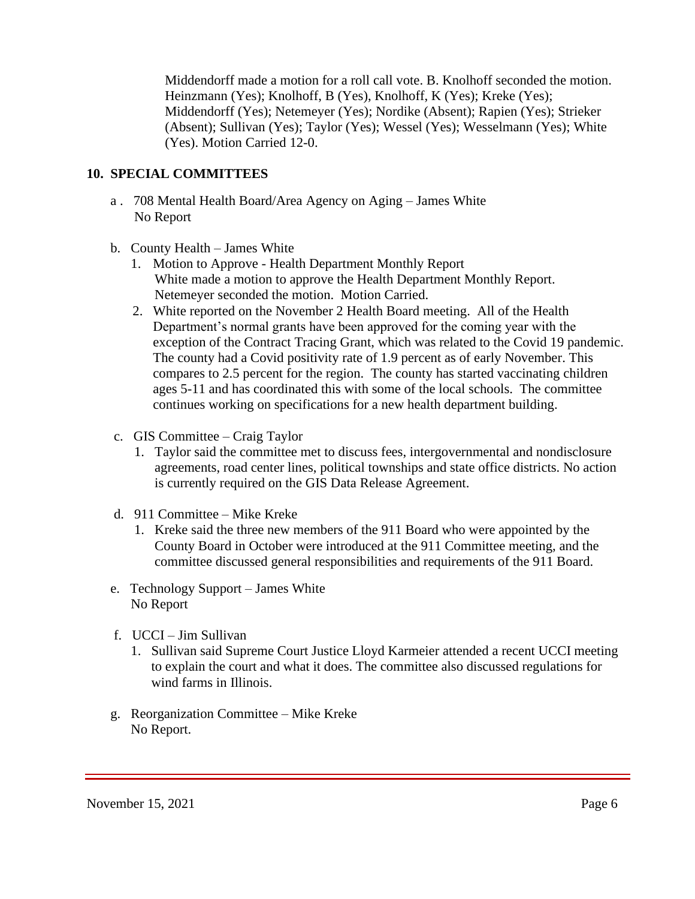Middendorff made a motion for a roll call vote. B. Knolhoff seconded the motion. Heinzmann (Yes); Knolhoff, B (Yes), Knolhoff, K (Yes); Kreke (Yes); Middendorff (Yes); Netemeyer (Yes); Nordike (Absent); Rapien (Yes); Strieker (Absent); Sullivan (Yes); Taylor (Yes); Wessel (Yes); Wesselmann (Yes); White (Yes). Motion Carried 12-0.

## 10. SPECIAL COMMITTEES

a . 708 Mental Health Board/Area Agency on Aging – James White
No Report

b. County Health – James White

1. Motion to Approve - Health Department Monthly Report
   White made a motion to approve the Health Department Monthly Report. Netemeyer seconded the motion. Motion Carried.
2. White reported on the November 2 Health Board meeting. All of the Health Department's normal grants have been approved for the coming year with the exception of the Contract Tracing Grant, which was related to the Covid 19 pandemic. The county had a Covid positivity rate of 1.9 percent as of early November. This compares to 2.5 percent for the region. The county has started vaccinating children ages 5-11 and has coordinated this with some of the local schools. The committee continues working on specifications for a new health department building.

c. GIS Committee – Craig Taylor

1. Taylor said the committee met to discuss fees, intergovernmental and nondisclosure agreements, road center lines, political townships and state office districts. No action is currently required on the GIS Data Release Agreement.

d. 911 Committee – Mike Kreke

1. Kreke said the three new members of the 911 Board who were appointed by the County Board in October were introduced at the 911 Committee meeting, and the committee discussed general responsibilities and requirements of the 911 Board.

e. Technology Support – James White
No Report

f. UCCI – Jim Sullivan

1. Sullivan said Supreme Court Justice Lloyd Karmeier attended a recent UCCI meeting to explain the court and what it does. The committee also discussed regulations for wind farms in Illinois.

g. Reorganization Committee – Mike Kreke
No Report.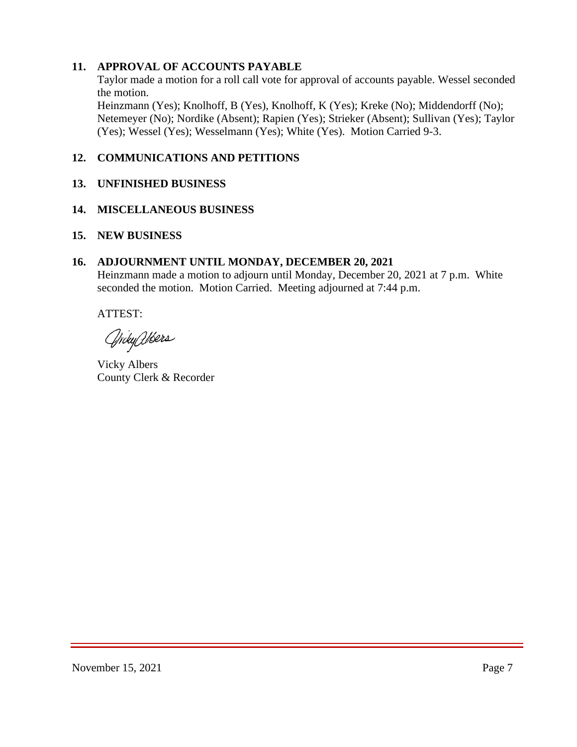## 11. APPROVAL OF ACCOUNTS PAYABLE

Taylor made a motion for a roll call vote for approval of accounts payable. Wessel seconded the motion.

Heinzmann (Yes); Knolhoff, B (Yes), Knolhoff, K (Yes); Kreke (No); Middendorff (No); Netemeyer (No); Nordike (Absent); Rapien (Yes); Strieker (Absent); Sullivan (Yes); Taylor (Yes); Wessel (Yes); Wesselmann (Yes); White (Yes). Motion Carried 9-3.

## 12. COMMUNICATIONS AND PETITIONS

## 13. UNFINISHED BUSINESS

## 14. MISCELLANEOUS BUSINESS

## 15. NEW BUSINESS

## 16. ADJOURNMENT UNTIL MONDAY, DECEMBER 20, 2021

Heinzmann made a motion to adjourn until Monday, December 20, 2021 at 7 p.m. White seconded the motion. Motion Carried. Meeting adjourned at 7:44 p.m.

ATTEST:

Vicky Albers

Vicky Albers
County Clerk & Recorder

November 15, 2021